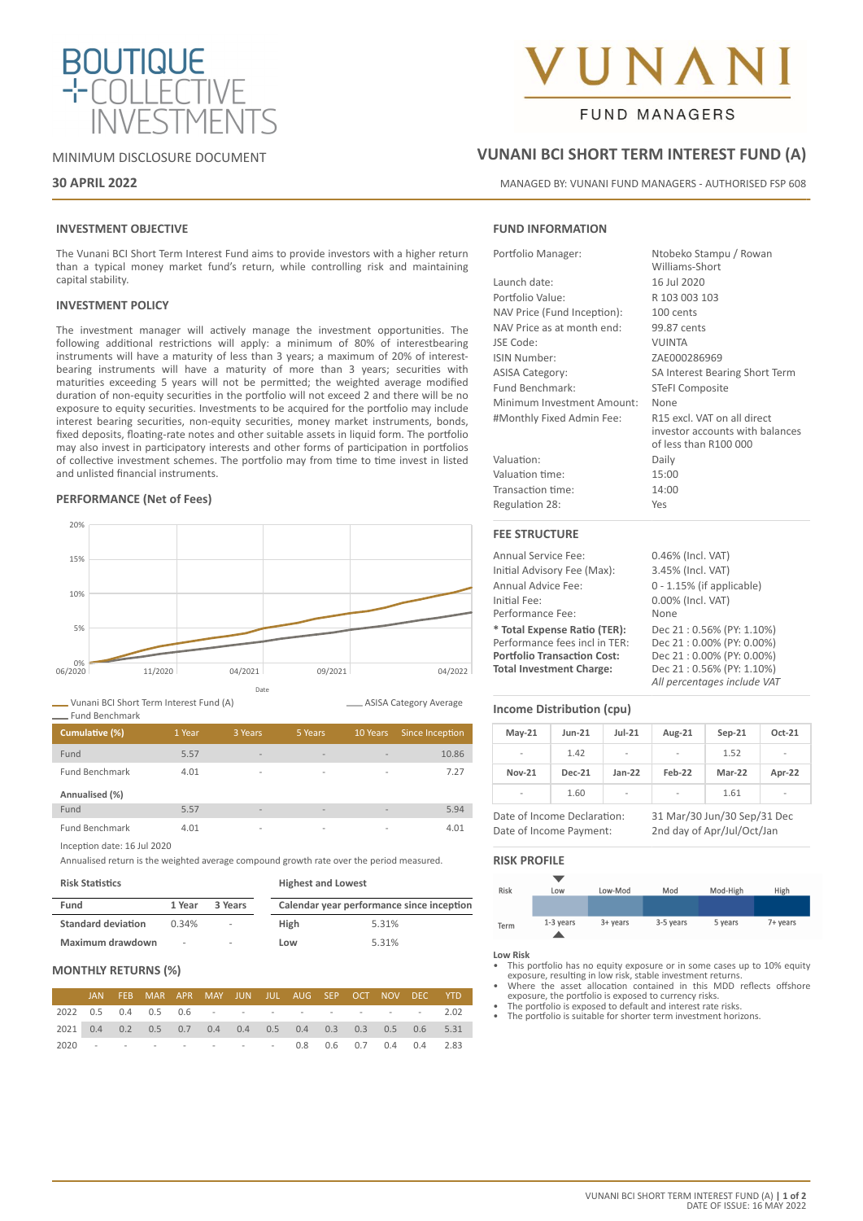# BOUTIQUE COLLECTIVE INVESTMENTS

# VUNANI FUND MANAGERS

MINIMUM DISCLOSURE DOCUMENT

**30 APRIL 2022**

## VUNANI BCI SHORT TERM INTEREST FUND (A)

MANAGED BY: VUNANI FUND MANAGERS - AUTHORISED FSP 608

### INVESTMENT OBJECTIVE

The Vunani BCI Short Term Interest Fund aims to provide investors with a higher return than a typical money market fund's return, while controlling risk and maintaining capital stability.

### INVESTMENT POLICY

The investment manager will actively manage the investment opportunities. The following additional restrictions will apply: a minimum of 80% of interestbearing instruments will have a maturity of less than 3 years; a maximum of 20% of interest-bearing instruments will have a maturity of more than 3 years; securities with maturities exceeding 5 years will not be permitted; the weighted average modified duration of non-equity securities in the portfolio will not exceed 2 and there will be no exposure to equity securities. Investments to be acquired for the portfolio may include interest bearing securities, non-equity securities, money market instruments, bonds, fixed deposits, floating-rate notes and other suitable assets in liquid form. The portfolio may also invest in participatory interests and other forms of participation in portfolios of collective investment schemes. The portfolio may from time to time invest in listed and unlisted financial instruments.

### PERFORMANCE (Net of Fees)

Vunani BCI Short Term Interest Fund (A) | ASISA Category Average | Fund Benchmark

| Cumulative (%) | 1 Year | 3 Years | 5 Years | 10 Years | Since Inception |
|---|---|---|---|---|---|
| Fund | 5.57 | - | - | - | 10.86 |
| Fund Benchmark | 4.01 | - | - | - | 7.27 |
| **Annualised (%)** | | | | | |
| Fund | 5.57 | - | - | - | 5.94 |
| Fund Benchmark | 4.01 | - | - | - | 4.01 |

Inception date: 16 Jul 2020

Annualised return is the weighted average compound growth rate over the period measured.

**Risk Statistics**

| Fund | 1 Year | 3 Years |
|---|---|---|
| **Standard deviation** | 0.34% | - |
| **Maximum drawdown** | - | - |

**Highest and Lowest**

| Calendar year performance since inception | |
|---|---|
| **High** | 5.31% |
| **Low** | 5.31% |

### MONTHLY RETURNS (%)

| | JAN | FEB | MAR | APR | MAY | JUN | JUL | AUG | SEP | OCT | NOV | DEC | YTD |
|---|---|---|---|---|---|---|---|---|---|---|---|---|---|
| 2022 | 0.5 | 0.4 | 0.5 | 0.6 | - | - | - | - | - | - | - | - | 2.02 |
| 2021 | 0.4 | 0.2 | 0.5 | 0.7 | 0.4 | 0.4 | 0.5 | 0.4 | 0.3 | 0.3 | 0.5 | 0.6 | 5.31 |
| 2020 | - | - | - | - | - | - | - | 0.8 | 0.6 | 0.7 | 0.4 | 0.4 | 2.83 |

### FUND INFORMATION

| | |
|---|---|
| Portfolio Manager: | Ntobeko Stampu / Rowan Williams-Short |
| Launch date: | 16 Jul 2020 |
| Portfolio Value: | R 103 003 103 |
| NAV Price (Fund Inception): | 100 cents |
| NAV Price as at month end: | 99.87 cents |
| JSE Code: | VUINTA |
| ISIN Number: | ZAE000286969 |
| ASISA Category: | SA Interest Bearing Short Term |
| Fund Benchmark: | STeFI Composite |
| Minimum Investment Amount: | None |
| #Monthly Fixed Admin Fee: | R15 excl. VAT on all direct investor accounts with balances of less than R100 000 |
| Valuation: | Daily |
| Valuation time: | 15:00 |
| Transaction time: | 14:00 |
| Regulation 28: | Yes |

### FEE STRUCTURE

| | |
|---|---|
| Annual Service Fee: | 0.46% (Incl. VAT) |
| Initial Advisory Fee (Max): | 3.45% (Incl. VAT) |
| Annual Advice Fee: | 0 - 1.15% (if applicable) |
| Initial Fee: | 0.00% (Incl. VAT) |
| Performance Fee: | None |
| **\* Total Expense Ratio (TER):** | Dec 21 : 0.56% (PY: 1.10%) |
| Performance fees incl in TER: | Dec 21 : 0.00% (PY: 0.00%) |
| **Portfolio Transaction Cost:** | Dec 21 : 0.00% (PY: 0.00%) |
| **Total Investment Charge:** | Dec 21 : 0.56% (PY: 1.10%) |

*All percentages include VAT*

### Income Distribution (cpu)

| May-21 | Jun-21 | Jul-21 | Aug-21 | Sep-21 | Oct-21 |
|---|---|---|---|---|---|
| - | 1.42 | - | - | 1.52 | - |
| **Nov-21** | **Dec-21** | **Jan-22** | **Feb-22** | **Mar-22** | **Apr-22** |
| - | 1.60 | - | - | 1.61 | - |

Date of Income Declaration: 31 Mar/30 Jun/30 Sep/31 Dec

Date of Income Payment: 2nd day of Apr/Jul/Oct/Jan

### RISK PROFILE

| Risk | Low | Low-Mod | Mod | Mod-High | High |
|---|---|---|---|---|---|
| Term | 1-3 years | 3+ years | 3-5 years | 5 years | 7+ years |

**Low Risk**

- This portfolio has no equity exposure or in some cases up to 10% equity exposure, resulting in low risk, stable investment returns.
- Where the asset allocation contained in this MDD reflects offshore exposure, the portfolio is exposed to currency risks.
- The portfolio is exposed to default and interest rate risks.
- The portfolio is suitable for shorter term investment horizons.

VUNANI BCI SHORT TERM INTEREST FUND (A)
DATE OF ISSUE: 16 MAY 2022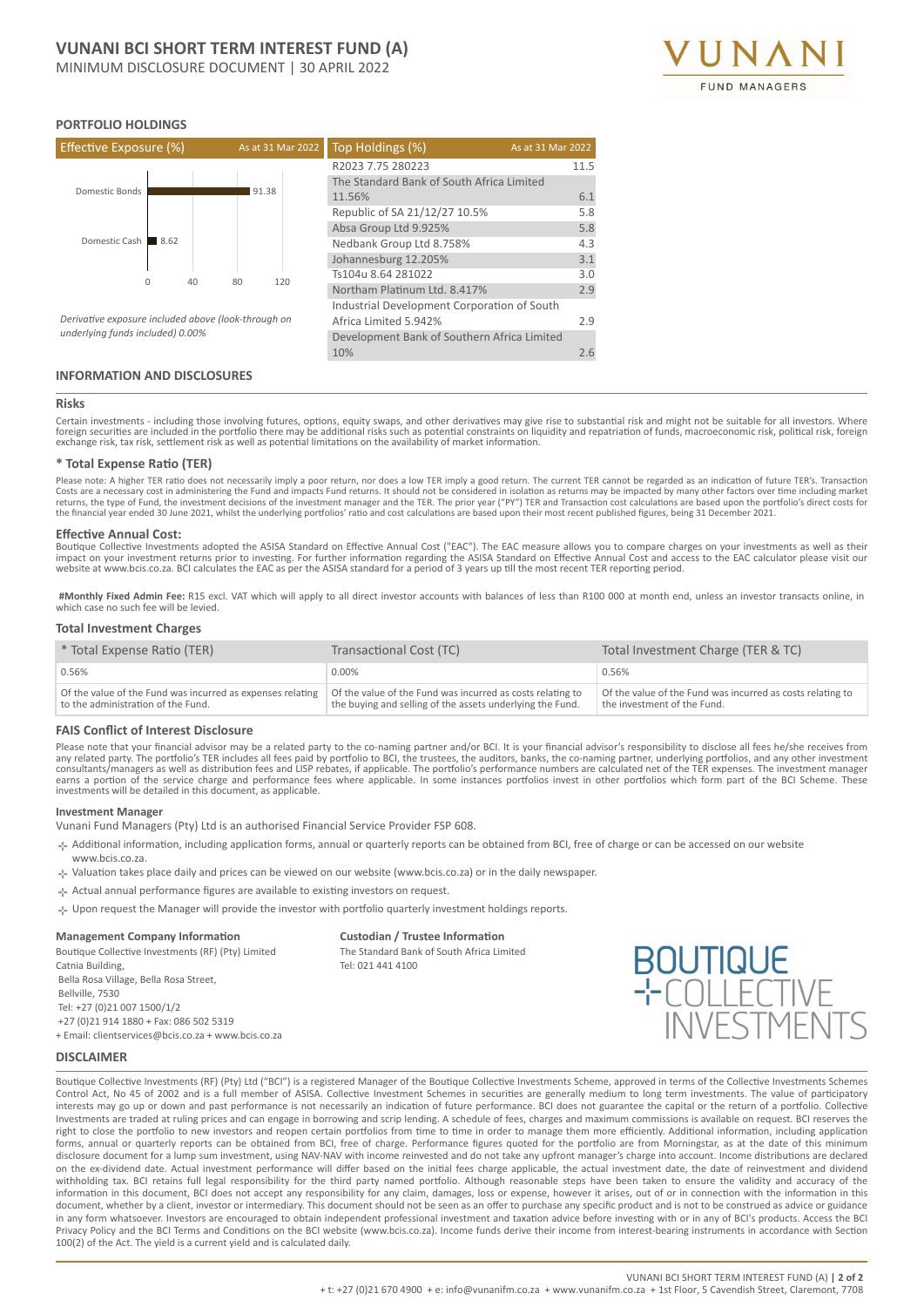# VUNANI BCI SHORT TERM INTEREST FUND (A)

MINIMUM DISCLOSURE DOCUMENT | 30 APRIL 2022

## PORTFOLIO HOLDINGS

**Effective Exposure (%)** As at 31 Mar 2022

Domestic Bonds 91.38

Domestic Cash 8.62

0 40 80 120

*Derivative exposure included above (look-through on underlying funds included) 0.00%*

| Top Holdings (%) As at 31 Mar 2022 | |
|---|---|
| R2023 7.75 280223 | 11.5 |
| The Standard Bank of South Africa Limited 11.56% | 6.1 |
| Republic of SA 21/12/27 10.5% | 5.8 |
| Absa Group Ltd 9.925% | 5.8 |
| Nedbank Group Ltd 8.758% | 4.3 |
| Johannesburg 12.205% | 3.1 |
| Ts104u 8.64 281022 | 3.0 |
| Northam Platinum Ltd. 8.417% | 2.9 |
| Industrial Development Corporation of South Africa Limited 5.942% | 2.9 |
| Development Bank of Southern Africa Limited 10% | 2.6 |

## INFORMATION AND DISCLOSURES

### Risks

Certain investments - including those involving futures, options, equity swaps, and other derivatives may give rise to substantial risk and might not be suitable for all investors. Where foreign securities are included in the portfolio there may be additional risks such as potential constraints on liquidity and repatriation of funds, macroeconomic risk, political risk, foreign exchange risk, tax risk, settlement risk as well as potential limitations on the availability of market information.

### * Total Expense Ratio (TER)

Please note: A higher TER ratio does not necessarily imply a poor return, nor does a low TER imply a good return. The current TER cannot be regarded as an indication of future TER's. Transaction Costs are a necessary cost in administering the Fund and impacts Fund returns. It should not be considered in isolation as returns may be impacted by many other factors over time including market returns, the type of Fund, the investment decisions of the investment manager and the TER. The prior year ("PY") TER and Transaction cost calculations are based upon the portfolio's direct costs for the financial year ended 30 June 2021, whilst the underlying portfolios' ratio and cost calculations are based upon their most recent published figures, being 31 December 2021.

### Effective Annual Cost:

Boutique Collective Investments adopted the ASISA Standard on Effective Annual Cost ("EAC"). The EAC measure allows you to compare charges on your investments as well as their impact on your investment returns prior to investing. For further information regarding the ASISA Standard on Effective Annual Cost and access to the EAC calculator please visit our website at www.bcis.co.za. BCI calculates the EAC as per the ASISA standard for a period of 3 years up till the most recent TER reporting period.

**#Monthly Fixed Admin Fee:** R15 excl. VAT which will apply to all direct investor accounts with balances of less than R100 000 at month end, unless an investor transacts online, in which case no such fee will be levied.

### Total Investment Charges

| * Total Expense Ratio (TER) | Transactional Cost (TC) | Total Investment Charge (TER & TC) |
|---|---|---|
| 0.56% | 0.00% | 0.56% |
| Of the value of the Fund was incurred as expenses relating to the administration of the Fund. | Of the value of the Fund was incurred as costs relating to the buying and selling of the assets underlying the Fund. | Of the value of the Fund was incurred as costs relating to the investment of the Fund. |

### FAIS Conflict of Interest Disclosure

Please note that your financial advisor may be a related party to the co-naming partner and/or BCI. It is your financial advisor's responsibility to disclose all fees he/she receives from any related party. The portfolio's TER includes all fees paid by portfolio to BCI, the trustees, the auditors, banks, the co-naming partner, underlying portfolios, and any other investment consultants/managers as well as distribution fees and LISP rebates, if applicable. The portfolio's performance numbers are calculated net of the TER expenses. The investment manager earns a portion of the service charge and performance fees where applicable. In some instances portfolios invest in other portfolios which form part of the BCI Scheme. These investments will be detailed in this document, as applicable.

#### Investment Manager

Vunani Fund Managers (Pty) Ltd is an authorised Financial Service Provider FSP 608.

- Additional information, including application forms, annual or quarterly reports can be obtained from BCI, free of charge or can be accessed on our website www.bcis.co.za.
- Valuation takes place daily and prices can be viewed on our website (www.bcis.co.za) or in the daily newspaper.
- Actual annual performance figures are available to existing investors on request.
- Upon request the Manager will provide the investor with portfolio quarterly investment holdings reports.

#### Management Company Information

Boutique Collective Investments (RF) (Pty) Limited
Catnia Building,
Bella Rosa Village, Bella Rosa Street,
Bellville, 7530
Tel: +27 (0)21 007 1500/1/2
+27 (0)21 914 1880 + Fax: 086 502 5319
+ Email: clientservices@bcis.co.za + www.bcis.co.za

#### Custodian / Trustee Information

The Standard Bank of South Africa Limited
Tel: 021 441 4100

### DISCLAIMER

Boutique Collective Investments (RF) (Pty) Ltd ("BCI") is a registered Manager of the Boutique Collective Investments Scheme, approved in terms of the Collective Investments Schemes Control Act, No 45 of 2002 and is a full member of ASISA. Collective Investment Schemes in securities are generally medium to long term investments. The value of participatory interests may go up or down and past performance is not necessarily an indication of future performance. BCI does not guarantee the capital or the return of a portfolio. Collective Investments are traded at ruling prices and can engage in borrowing and scrip lending. A schedule of fees, charges and maximum commissions is available on request. BCI reserves the right to close the portfolio to new investors and reopen certain portfolios from time to time in order to manage them more efficiently. Additional information, including application forms, annual or quarterly reports can be obtained from BCI, free of charge. Performance figures quoted for the portfolio are from Morningstar, as at the date of this minimum disclosure document for a lump sum investment, using NAV-NAV with income reinvested and do not take any upfront manager's charge into account. Income distributions are declared on the ex-dividend date. Actual investment performance will differ based on the initial fees charge applicable, the actual investment date, the date of reinvestment and dividend withholding tax. BCI retains full legal responsibility for the third party named portfolio. Although reasonable steps have been taken to ensure the validity and accuracy of the information in this document, BCI does not accept any responsibility for any claim, damages, loss or expense, however it arises, out of or in connection with the information in this document, whether by a client, investor or intermediary. This document should not be seen as an offer to purchase any specific product and is not to be construed as advice or guidance in any form whatsoever. Investors are encouraged to obtain independent professional investment and taxation advice before investing with or in any of BCI's products. Access the BCI Privacy Policy and the BCI Terms and Conditions on the BCI website (www.bcis.co.za). Income funds derive their income from interest-bearing instruments in accordance with Section 100(2) of the Act. The yield is a current yield and is calculated daily.

+ t: +27 (0)21 670 4900 + e: info@vunanifm.co.za + www.vunanifm.co.za + 1st Floor, 5 Cavendish Street, Claremont, 7708